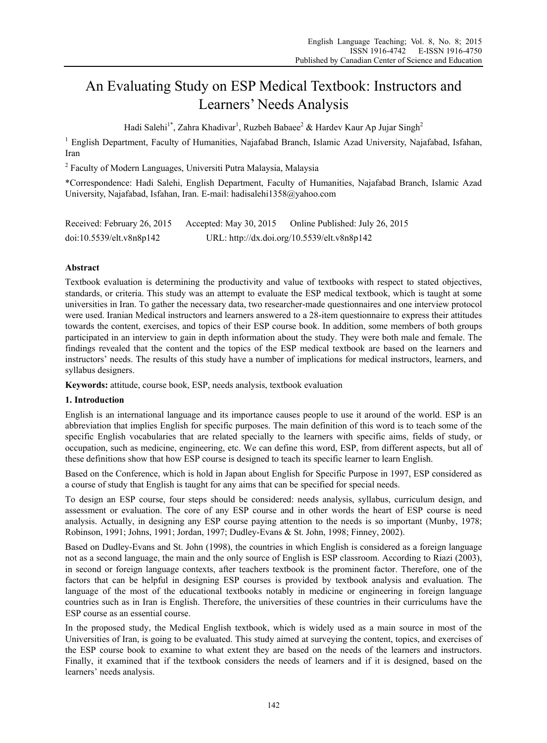# An Evaluating Study on ESP Medical Textbook: Instructors and Learners' Needs Analysis

Hadi Salehi[1*], Zahra Khadivar[1], Ruzbeh Babaee[2] & Hardev Kaur Ap Jujar Singh[2]

[1] English Department, Faculty of Humanities, Najafabad Branch, Islamic Azad University, Najafabad, Isfahan, Iran

[2] Faculty of Modern Languages, Universiti Putra Malaysia, Malaysia

*Correspondence: Hadi Salehi, English Department, Faculty of Humanities, Najafabad Branch, Islamic Azad University, Najafabad, Isfahan, Iran. E-mail: hadisalehi1358@yahoo.com

Received: February 26, 2015 Accepted: May 30, 2015 Online Published: July 26, 2015

doi:10.5539/elt.v8n8p142 URL: http://dx.doi.org/10.5539/elt.v8n8p142

## Abstract

Textbook evaluation is determining the productivity and value of textbooks with respect to stated objectives, standards, or criteria. This study was an attempt to evaluate the ESP medical textbook, which is taught at some universities in Iran. To gather the necessary data, two researcher-made questionnaires and one interview protocol were used. Iranian Medical instructors and learners answered to a 28-item questionnaire to express their attitudes towards the content, exercises, and topics of their ESP course book. In addition, some members of both groups participated in an interview to gain in depth information about the study. They were both male and female. The findings revealed that the content and the topics of the ESP medical textbook are based on the learners and instructors' needs. The results of this study have a number of implications for medical instructors, learners, and syllabus designers.

**Keywords:** attitude, course book, ESP, needs analysis, textbook evaluation

## 1. Introduction

English is an international language and its importance causes people to use it around of the world. ESP is an abbreviation that implies English for specific purposes. The main definition of this word is to teach some of the specific English vocabularies that are related specially to the learners with specific aims, fields of study, or occupation, such as medicine, engineering, etc. We can define this word, ESP, from different aspects, but all of these definitions show that how ESP course is designed to teach its specific learner to learn English.

Based on the Conference, which is hold in Japan about English for Specific Purpose in 1997, ESP considered as a course of study that English is taught for any aims that can be specified for special needs.

To design an ESP course, four steps should be considered: needs analysis, syllabus, curriculum design, and assessment or evaluation. The core of any ESP course and in other words the heart of ESP course is need analysis. Actually, in designing any ESP course paying attention to the needs is so important (Munby, 1978; Robinson, 1991; Johns, 1991; Jordan, 1997; Dudley-Evans & St. John, 1998; Finney, 2002).

Based on Dudley-Evans and St. John (1998), the countries in which English is considered as a foreign language not as a second language, the main and the only source of English is ESP classroom. According to Riazi (2003), in second or foreign language contexts, after teachers textbook is the prominent factor. Therefore, one of the factors that can be helpful in designing ESP courses is provided by textbook analysis and evaluation. The language of the most of the educational textbooks notably in medicine or engineering in foreign language countries such as in Iran is English. Therefore, the universities of these countries in their curriculums have the ESP course as an essential course.

In the proposed study, the Medical English textbook, which is widely used as a main source in most of the Universities of Iran, is going to be evaluated. This study aimed at surveying the content, topics, and exercises of the ESP course book to examine to what extent they are based on the needs of the learners and instructors. Finally, it examined that if the textbook considers the needs of learners and if it is designed, based on the learners' needs analysis.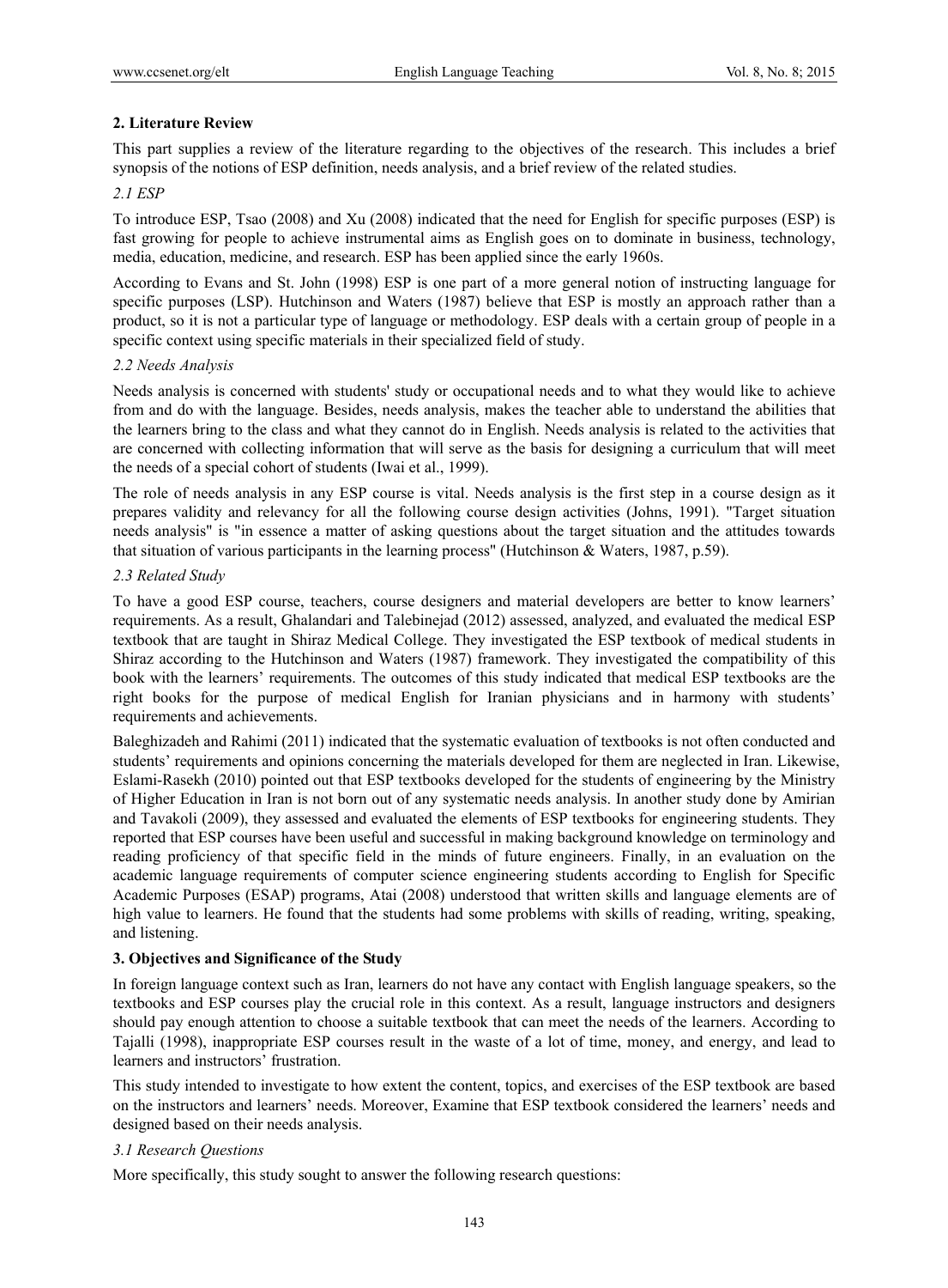## 2. Literature Review

This part supplies a review of the literature regarding to the objectives of the research. This includes a brief synopsis of the notions of ESP definition, needs analysis, and a brief review of the related studies.

### *2.1 ESP*

To introduce ESP, Tsao (2008) and Xu (2008) indicated that the need for English for specific purposes (ESP) is fast growing for people to achieve instrumental aims as English goes on to dominate in business, technology, media, education, medicine, and research. ESP has been applied since the early 1960s.

According to Evans and St. John (1998) ESP is one part of a more general notion of instructing language for specific purposes (LSP). Hutchinson and Waters (1987) believe that ESP is mostly an approach rather than a product, so it is not a particular type of language or methodology. ESP deals with a certain group of people in a specific context using specific materials in their specialized field of study.

### *2.2 Needs Analysis*

Needs analysis is concerned with students' study or occupational needs and to what they would like to achieve from and do with the language. Besides, needs analysis, makes the teacher able to understand the abilities that the learners bring to the class and what they cannot do in English. Needs analysis is related to the activities that are concerned with collecting information that will serve as the basis for designing a curriculum that will meet the needs of a special cohort of students (Iwai et al., 1999).

The role of needs analysis in any ESP course is vital. Needs analysis is the first step in a course design as it prepares validity and relevancy for all the following course design activities (Johns, 1991). "Target situation needs analysis" is "in essence a matter of asking questions about the target situation and the attitudes towards that situation of various participants in the learning process" (Hutchinson & Waters, 1987, p.59).

### *2.3 Related Study*

To have a good ESP course, teachers, course designers and material developers are better to know learners' requirements. As a result, Ghalandari and Talebinejad (2012) assessed, analyzed, and evaluated the medical ESP textbook that are taught in Shiraz Medical College. They investigated the ESP textbook of medical students in Shiraz according to the Hutchinson and Waters (1987) framework. They investigated the compatibility of this book with the learners' requirements. The outcomes of this study indicated that medical ESP textbooks are the right books for the purpose of medical English for Iranian physicians and in harmony with students' requirements and achievements.

Baleghizadeh and Rahimi (2011) indicated that the systematic evaluation of textbooks is not often conducted and students' requirements and opinions concerning the materials developed for them are neglected in Iran. Likewise, Eslami-Rasekh (2010) pointed out that ESP textbooks developed for the students of engineering by the Ministry of Higher Education in Iran is not born out of any systematic needs analysis. In another study done by Amirian and Tavakoli (2009), they assessed and evaluated the elements of ESP textbooks for engineering students. They reported that ESP courses have been useful and successful in making background knowledge on terminology and reading proficiency of that specific field in the minds of future engineers. Finally, in an evaluation on the academic language requirements of computer science engineering students according to English for Specific Academic Purposes (ESAP) programs, Atai (2008) understood that written skills and language elements are of high value to learners. He found that the students had some problems with skills of reading, writing, speaking, and listening.

## 3. Objectives and Significance of the Study

In foreign language context such as Iran, learners do not have any contact with English language speakers, so the textbooks and ESP courses play the crucial role in this context. As a result, language instructors and designers should pay enough attention to choose a suitable textbook that can meet the needs of the learners. According to Tajalli (1998), inappropriate ESP courses result in the waste of a lot of time, money, and energy, and lead to learners and instructors' frustration.

This study intended to investigate to how extent the content, topics, and exercises of the ESP textbook are based on the instructors and learners' needs. Moreover, Examine that ESP textbook considered the learners' needs and designed based on their needs analysis.

### *3.1 Research Questions*

More specifically, this study sought to answer the following research questions: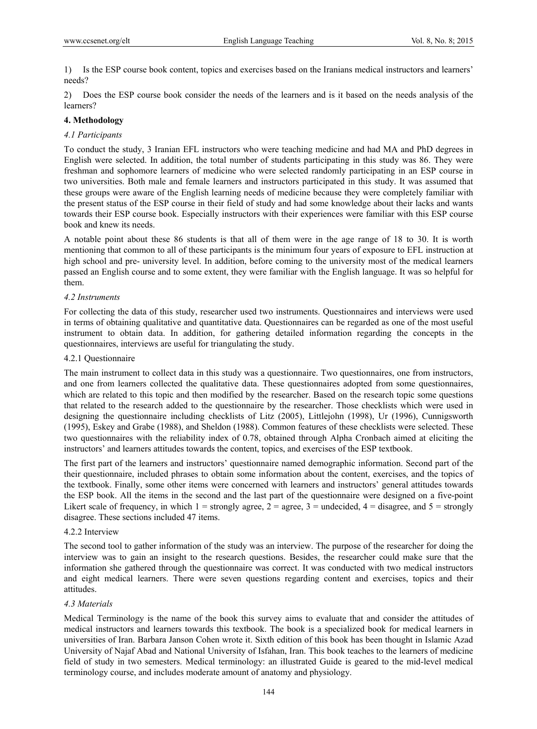1) Is the ESP course book content, topics and exercises based on the Iranians medical instructors and learners' needs?

2) Does the ESP course book consider the needs of the learners and is it based on the needs analysis of the learners?

## 4. Methodology

### *4.1 Participants*

To conduct the study, 3 Iranian EFL instructors who were teaching medicine and had MA and PhD degrees in English were selected. In addition, the total number of students participating in this study was 86. They were freshman and sophomore learners of medicine who were selected randomly participating in an ESP course in two universities. Both male and female learners and instructors participated in this study. It was assumed that these groups were aware of the English learning needs of medicine because they were completely familiar with the present status of the ESP course in their field of study and had some knowledge about their lacks and wants towards their ESP course book. Especially instructors with their experiences were familiar with this ESP course book and knew its needs.

A notable point about these 86 students is that all of them were in the age range of 18 to 30. It is worth mentioning that common to all of these participants is the minimum four years of exposure to EFL instruction at high school and pre- university level. In addition, before coming to the university most of the medical learners passed an English course and to some extent, they were familiar with the English language. It was so helpful for them.

### *4.2 Instruments*

For collecting the data of this study, researcher used two instruments. Questionnaires and interviews were used in terms of obtaining qualitative and quantitative data. Questionnaires can be regarded as one of the most useful instrument to obtain data. In addition, for gathering detailed information regarding the concepts in the questionnaires, interviews are useful for triangulating the study.

#### 4.2.1 Questionnaire

The main instrument to collect data in this study was a questionnaire. Two questionnaires, one from instructors, and one from learners collected the qualitative data. These questionnaires adopted from some questionnaires, which are related to this topic and then modified by the researcher. Based on the research topic some questions that related to the research added to the questionnaire by the researcher. Those checklists which were used in designing the questionnaire including checklists of Litz (2005), Littlejohn (1998), Ur (1996), Cunnigsworth (1995), Eskey and Grabe (1988), and Sheldon (1988). Common features of these checklists were selected. These two questionnaires with the reliability index of 0.78, obtained through Alpha Cronbach aimed at eliciting the instructors' and learners attitudes towards the content, topics, and exercises of the ESP textbook.

The first part of the learners and instructors' questionnaire named demographic information. Second part of the their questionnaire, included phrases to obtain some information about the content, exercises, and the topics of the textbook. Finally, some other items were concerned with learners and instructors' general attitudes towards the ESP book. All the items in the second and the last part of the questionnaire were designed on a five-point Likert scale of frequency, in which 1 = strongly agree, 2 = agree, 3 = undecided, 4 = disagree, and 5 = strongly disagree. These sections included 47 items.

#### 4.2.2 Interview

The second tool to gather information of the study was an interview. The purpose of the researcher for doing the interview was to gain an insight to the research questions. Besides, the researcher could make sure that the information she gathered through the questionnaire was correct. It was conducted with two medical instructors and eight medical learners. There were seven questions regarding content and exercises, topics and their attitudes.

### *4.3 Materials*

Medical Terminology is the name of the book this survey aims to evaluate that and consider the attitudes of medical instructors and learners towards this textbook. The book is a specialized book for medical learners in universities of Iran. Barbara Janson Cohen wrote it. Sixth edition of this book has been thought in Islamic Azad University of Najaf Abad and National University of Isfahan, Iran. This book teaches to the learners of medicine field of study in two semesters. Medical terminology: an illustrated Guide is geared to the mid-level medical terminology course, and includes moderate amount of anatomy and physiology.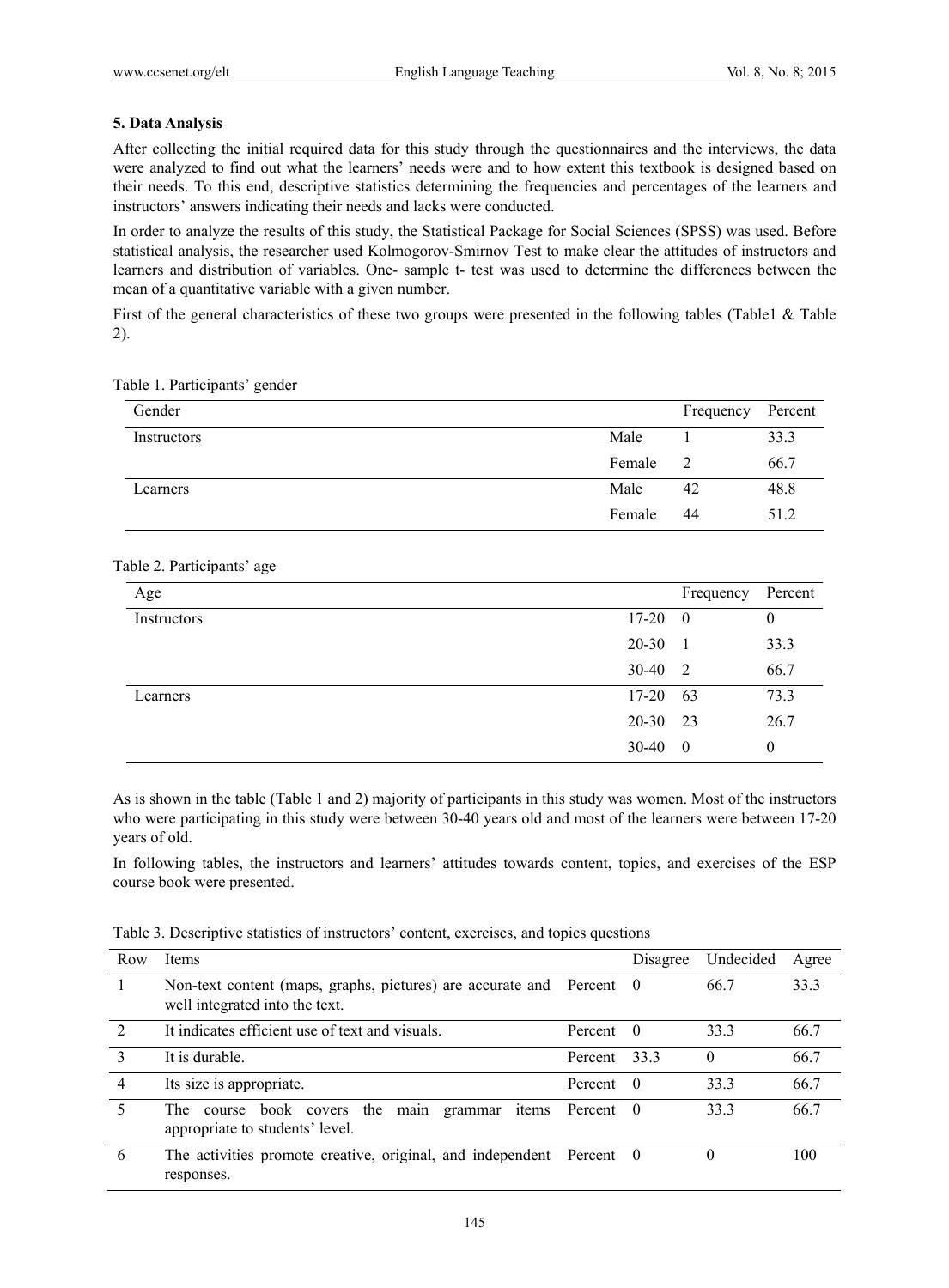### 5. Data Analysis

After collecting the initial required data for this study through the questionnaires and the interviews, the data were analyzed to find out what the learners' needs were and to how extent this textbook is designed based on their needs. To this end, descriptive statistics determining the frequencies and percentages of the learners and instructors' answers indicating their needs and lacks were conducted.

In order to analyze the results of this study, the Statistical Package for Social Sciences (SPSS) was used. Before statistical analysis, the researcher used Kolmogorov-Smirnov Test to make clear the attitudes of instructors and learners and distribution of variables. One- sample t- test was used to determine the differences between the mean of a quantitative variable with a given number.

First of the general characteristics of these two groups were presented in the following tables (Table1 & Table 2).

Table 1. Participants' gender

| Gender | | Frequency | Percent |
|---|---|---|---|
| Instructors | Male | 1 | 33.3 |
| | Female | 2 | 66.7 |
| Learners | Male | 42 | 48.8 |
| | Female | 44 | 51.2 |

Table 2. Participants' age

| Age | | Frequency | Percent |
|---|---|---|---|
| Instructors | 17-20 | 0 | 0 |
| | 20-30 | 1 | 33.3 |
| | 30-40 | 2 | 66.7 |
| Learners | 17-20 | 63 | 73.3 |
| | 20-30 | 23 | 26.7 |
| | 30-40 | 0 | 0 |

As is shown in the table (Table 1 and 2) majority of participants in this study was women. Most of the instructors who were participating in this study were between 30-40 years old and most of the learners were between 17-20 years of old.

In following tables, the instructors and learners' attitudes towards content, topics, and exercises of the ESP course book were presented.

Table 3. Descriptive statistics of instructors' content, exercises, and topics questions

| Row | Items | | Disagree | Undecided | Agree |
|---|---|---|---|---|---|
| 1 | Non-text content (maps, graphs, pictures) are accurate and well integrated into the text. | Percent | 0 | 66.7 | 33.3 |
| 2 | It indicates efficient use of text and visuals. | Percent | 0 | 33.3 | 66.7 |
| 3 | It is durable. | Percent | 33.3 | 0 | 66.7 |
| 4 | Its size is appropriate. | Percent | 0 | 33.3 | 66.7 |
| 5 | The course book covers the main grammar items appropriate to students' level. | Percent | 0 | 33.3 | 66.7 |
| 6 | The activities promote creative, original, and independent responses. | Percent | 0 | 0 | 100 |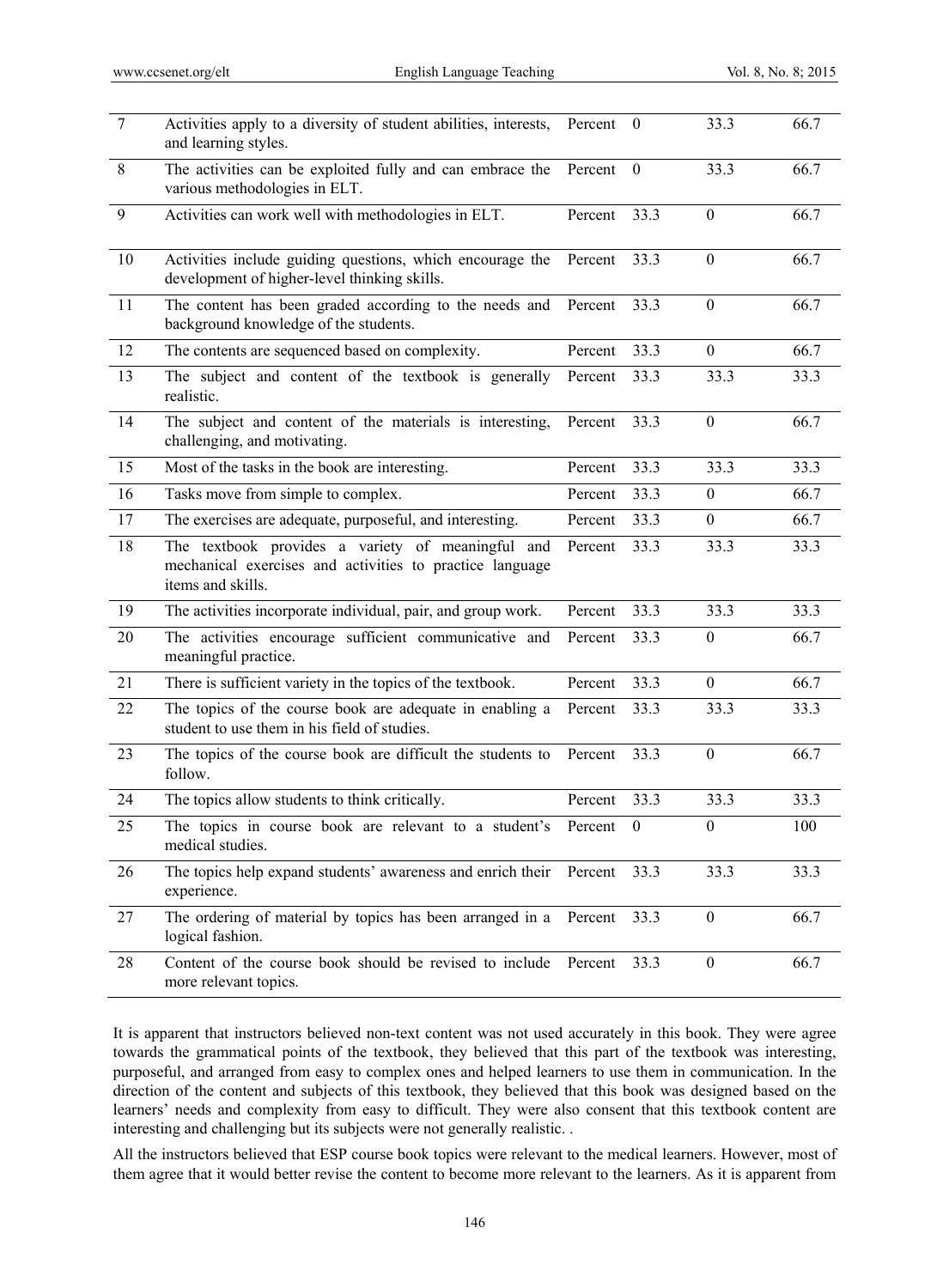| 7 | Activities apply to a diversity of student abilities, interests, and learning styles. | Percent | 0 | 33.3 | 66.7 |
|---|---|---|---|---|---|
| 8 | The activities can be exploited fully and can embrace the various methodologies in ELT. | Percent | 0 | 33.3 | 66.7 |
| 9 | Activities can work well with methodologies in ELT. | Percent | 33.3 | 0 | 66.7 |
| 10 | Activities include guiding questions, which encourage the development of higher-level thinking skills. | Percent | 33.3 | 0 | 66.7 |
| 11 | The content has been graded according to the needs and background knowledge of the students. | Percent | 33.3 | 0 | 66.7 |
| 12 | The contents are sequenced based on complexity. | Percent | 33.3 | 0 | 66.7 |
| 13 | The subject and content of the textbook is generally realistic. | Percent | 33.3 | 33.3 | 33.3 |
| 14 | The subject and content of the materials is interesting, challenging, and motivating. | Percent | 33.3 | 0 | 66.7 |
| 15 | Most of the tasks in the book are interesting. | Percent | 33.3 | 33.3 | 33.3 |
| 16 | Tasks move from simple to complex. | Percent | 33.3 | 0 | 66.7 |
| 17 | The exercises are adequate, purposeful, and interesting. | Percent | 33.3 | 0 | 66.7 |
| 18 | The textbook provides a variety of meaningful and mechanical exercises and activities to practice language items and skills. | Percent | 33.3 | 33.3 | 33.3 |
| 19 | The activities incorporate individual, pair, and group work. | Percent | 33.3 | 33.3 | 33.3 |
| 20 | The activities encourage sufficient communicative and meaningful practice. | Percent | 33.3 | 0 | 66.7 |
| 21 | There is sufficient variety in the topics of the textbook. | Percent | 33.3 | 0 | 66.7 |
| 22 | The topics of the course book are adequate in enabling a student to use them in his field of studies. | Percent | 33.3 | 33.3 | 33.3 |
| 23 | The topics of the course book are difficult the students to follow. | Percent | 33.3 | 0 | 66.7 |
| 24 | The topics allow students to think critically. | Percent | 33.3 | 33.3 | 33.3 |
| 25 | The topics in course book are relevant to a student's medical studies. | Percent | 0 | 0 | 100 |
| 26 | The topics help expand students' awareness and enrich their experience. | Percent | 33.3 | 33.3 | 33.3 |
| 27 | The ordering of material by topics has been arranged in a logical fashion. | Percent | 33.3 | 0 | 66.7 |
| 28 | Content of the course book should be revised to include more relevant topics. | Percent | 33.3 | 0 | 66.7 |

It is apparent that instructors believed non-text content was not used accurately in this book. They were agree towards the grammatical points of the textbook, they believed that this part of the textbook was interesting, purposeful, and arranged from easy to complex ones and helped learners to use them in communication. In the direction of the content and subjects of this textbook, they believed that this book was designed based on the learners' needs and complexity from easy to difficult. They were also consent that this textbook content are interesting and challenging but its subjects were not generally realistic. .

All the instructors believed that ESP course book topics were relevant to the medical learners. However, most of them agree that it would better revise the content to become more relevant to the learners. As it is apparent from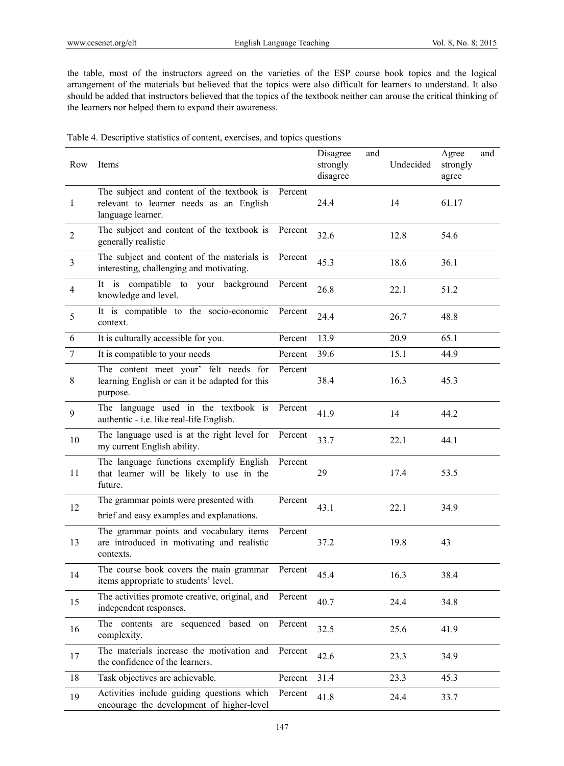the table, most of the instructors agreed on the varieties of the ESP course book topics and the logical arrangement of the materials but believed that the topics were also difficult for learners to understand. It also should be added that instructors believed that the topics of the textbook neither can arouse the critical thinking of the learners nor helped them to expand their awareness.

Table 4. Descriptive statistics of content, exercises, and topics questions

| Row | Items | | Disagree and strongly disagree | Undecided | Agree and strongly agree |
|---|---|---|---|---|---|
| 1 | The subject and content of the textbook is relevant to learner needs as an English language learner. | Percent | 24.4 | 14 | 61.17 |
| 2 | The subject and content of the textbook is generally realistic | Percent | 32.6 | 12.8 | 54.6 |
| 3 | The subject and content of the materials is interesting, challenging and motivating. | Percent | 45.3 | 18.6 | 36.1 |
| 4 | It is compatible to your background knowledge and level. | Percent | 26.8 | 22.1 | 51.2 |
| 5 | It is compatible to the socio-economic context. | Percent | 24.4 | 26.7 | 48.8 |
| 6 | It is culturally accessible for you. | Percent | 13.9 | 20.9 | 65.1 |
| 7 | It is compatible to your needs | Percent | 39.6 | 15.1 | 44.9 |
| 8 | The content meet your' felt needs for learning English or can it be adapted for this purpose. | Percent | 38.4 | 16.3 | 45.3 |
| 9 | The language used in the textbook is authentic - i.e. like real-life English. | Percent | 41.9 | 14 | 44.2 |
| 10 | The language used is at the right level for my current English ability. | Percent | 33.7 | 22.1 | 44.1 |
| 11 | The language functions exemplify English that learner will be likely to use in the future. | Percent | 29 | 17.4 | 53.5 |
| 12 | The grammar points were presented with brief and easy examples and explanations. | Percent | 43.1 | 22.1 | 34.9 |
| 13 | The grammar points and vocabulary items are introduced in motivating and realistic contexts. | Percent | 37.2 | 19.8 | 43 |
| 14 | The course book covers the main grammar items appropriate to students' level. | Percent | 45.4 | 16.3 | 38.4 |
| 15 | The activities promote creative, original, and independent responses. | Percent | 40.7 | 24.4 | 34.8 |
| 16 | The contents are sequenced based on complexity. | Percent | 32.5 | 25.6 | 41.9 |
| 17 | The materials increase the motivation and the confidence of the learners. | Percent | 42.6 | 23.3 | 34.9 |
| 18 | Task objectives are achievable. | Percent | 31.4 | 23.3 | 45.3 |
| 19 | Activities include guiding questions which encourage the development of higher-level | Percent | 41.8 | 24.4 | 33.7 |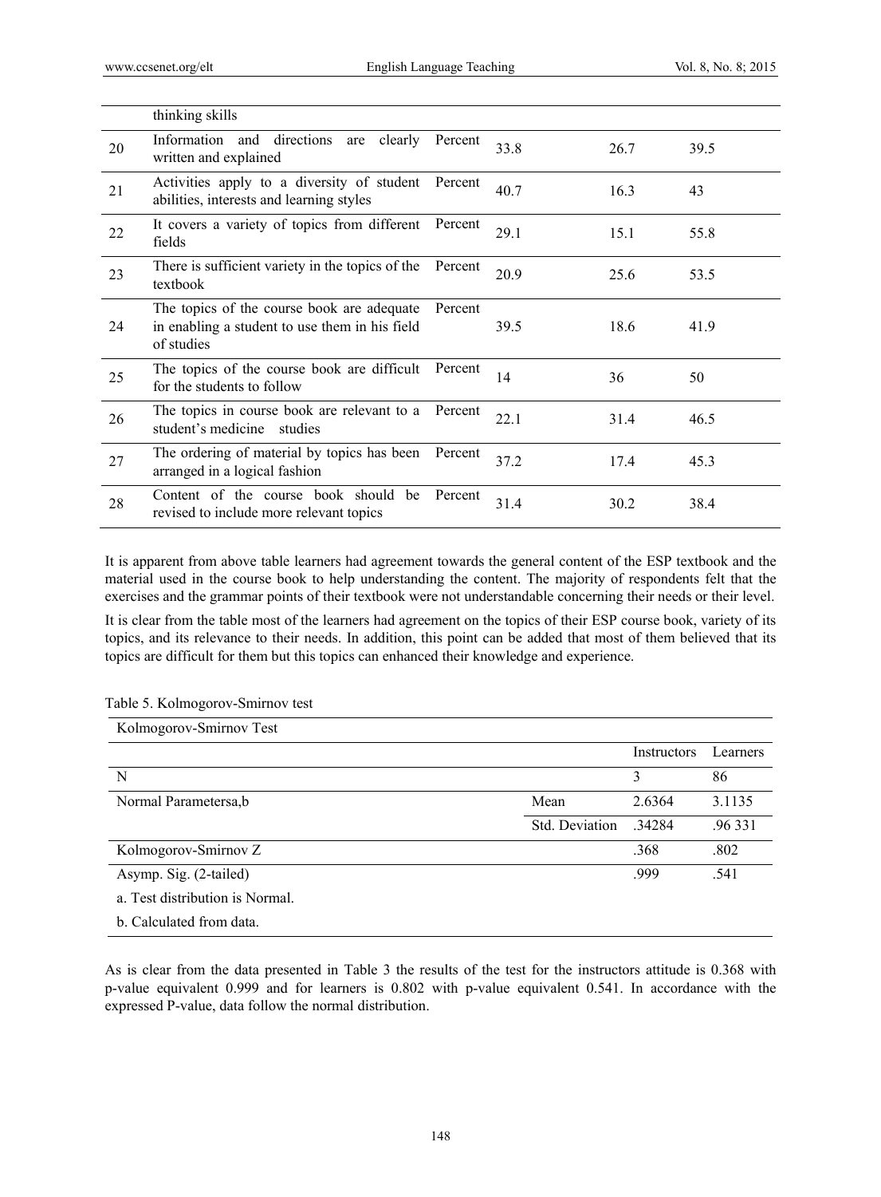| | | | | | |
|---|---|---|---|---|---|
| | thinking skills | | | | |
| 20 | Information and directions are clearly written and explained | Percent | 33.8 | 26.7 | 39.5 |
| 21 | Activities apply to a diversity of student abilities, interests and learning styles | Percent | 40.7 | 16.3 | 43 |
| 22 | It covers a variety of topics from different fields | Percent | 29.1 | 15.1 | 55.8 |
| 23 | There is sufficient variety in the topics of the textbook | Percent | 20.9 | 25.6 | 53.5 |
| 24 | The topics of the course book are adequate in enabling a student to use them in his field of studies | Percent | 39.5 | 18.6 | 41.9 |
| 25 | The topics of the course book are difficult for the students to follow | Percent | 14 | 36 | 50 |
| 26 | The topics in course book are relevant to a student's medicine studies | Percent | 22.1 | 31.4 | 46.5 |
| 27 | The ordering of material by topics has been arranged in a logical fashion | Percent | 37.2 | 17.4 | 45.3 |
| 28 | Content of the course book should be revised to include more relevant topics | Percent | 31.4 | 30.2 | 38.4 |

It is apparent from above table learners had agreement towards the general content of the ESP textbook and the material used in the course book to help understanding the content. The majority of respondents felt that the exercises and the grammar points of their textbook were not understandable concerning their needs or their level.

It is clear from the table most of the learners had agreement on the topics of their ESP course book, variety of its topics, and its relevance to their needs. In addition, this point can be added that most of them believed that its topics are difficult for them but this topics can enhanced their knowledge and experience.

Table 5. Kolmogorov-Smirnov test

| Kolmogorov-Smirnov Test | | | |
|---|---|---|---|
| | | Instructors | Learners |
| N | | 3 | 86 |
| Normal Parametersa,b | Mean | 2.6364 | 3.1135 |
| | Std. Deviation | .34284 | .96 331 |
| Kolmogorov-Smirnov Z | | .368 | .802 |
| Asymp. Sig. (2-tailed) | | .999 | .541 |
| a. Test distribution is Normal. | | | |
| b. Calculated from data. | | | |

As is clear from the data presented in Table 3 the results of the test for the instructors attitude is 0.368 with p-value equivalent 0.999 and for learners is 0.802 with p-value equivalent 0.541. In accordance with the expressed P-value, data follow the normal distribution.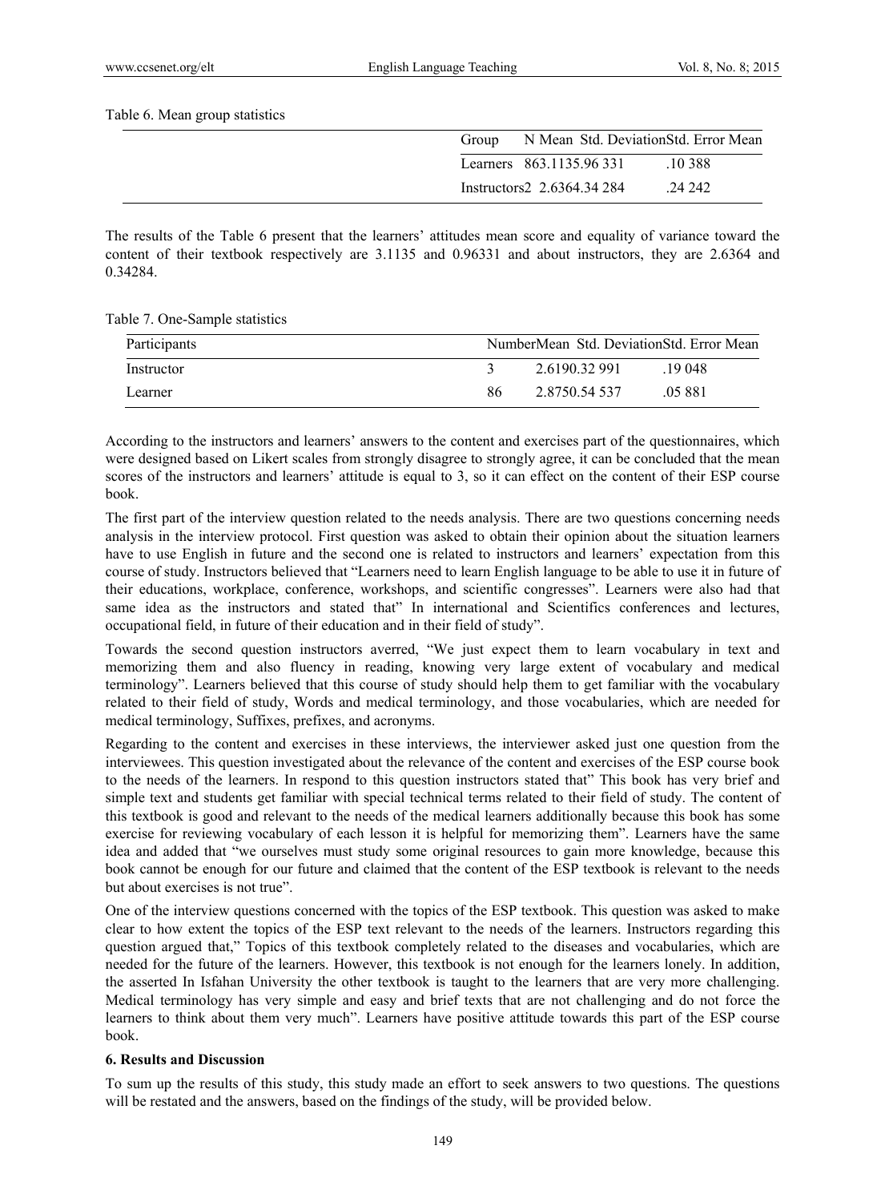Table 6. Mean group statistics

| Group | N | Mean | Std. Deviation | Std. Error Mean |
|---|---|---|---|---|
| Learners | 86 | 3.1135 | .96 331 | .10 388 |
| Instructors | 2 | 2.6364 | .34 284 | .24 242 |

The results of the Table 6 present that the learners' attitudes mean score and equality of variance toward the content of their textbook respectively are 3.1135 and 0.96331 and about instructors, they are 2.6364 and 0.34284.

Table 7. One-Sample statistics

| Participants | Number | Mean | Std. Deviation | Std. Error Mean |
|---|---|---|---|---|
| Instructor | 3 | 2.6190 | .32 991 | .19 048 |
| Learner | 86 | 2.8750 | .54 537 | .05 881 |

According to the instructors and learners' answers to the content and exercises part of the questionnaires, which were designed based on Likert scales from strongly disagree to strongly agree, it can be concluded that the mean scores of the instructors and learners' attitude is equal to 3, so it can effect on the content of their ESP course book.

The first part of the interview question related to the needs analysis. There are two questions concerning needs analysis in the interview protocol. First question was asked to obtain their opinion about the situation learners have to use English in future and the second one is related to instructors and learners' expectation from this course of study. Instructors believed that "Learners need to learn English language to be able to use it in future of their educations, workplace, conference, workshops, and scientific congresses". Learners were also had that same idea as the instructors and stated that" In international and Scientifics conferences and lectures, occupational field, in future of their education and in their field of study".

Towards the second question instructors averred, "We just expect them to learn vocabulary in text and memorizing them and also fluency in reading, knowing very large extent of vocabulary and medical terminology". Learners believed that this course of study should help them to get familiar with the vocabulary related to their field of study, Words and medical terminology, and those vocabularies, which are needed for medical terminology, Suffixes, prefixes, and acronyms.

Regarding to the content and exercises in these interviews, the interviewer asked just one question from the interviewees. This question investigated about the relevance of the content and exercises of the ESP course book to the needs of the learners. In respond to this question instructors stated that" This book has very brief and simple text and students get familiar with special technical terms related to their field of study. The content of this textbook is good and relevant to the needs of the medical learners additionally because this book has some exercise for reviewing vocabulary of each lesson it is helpful for memorizing them". Learners have the same idea and added that "we ourselves must study some original resources to gain more knowledge, because this book cannot be enough for our future and claimed that the content of the ESP textbook is relevant to the needs but about exercises is not true".

One of the interview questions concerned with the topics of the ESP textbook. This question was asked to make clear to how extent the topics of the ESP text relevant to the needs of the learners. Instructors regarding this question argued that," Topics of this textbook completely related to the diseases and vocabularies, which are needed for the future of the learners. However, this textbook is not enough for the learners lonely. In addition, the asserted In Isfahan University the other textbook is taught to the learners that are very more challenging. Medical terminology has very simple and easy and brief texts that are not challenging and do not force the learners to think about them very much". Learners have positive attitude towards this part of the ESP course book.

### 6. Results and Discussion

To sum up the results of this study, this study made an effort to seek answers to two questions. The questions will be restated and the answers, based on the findings of the study, will be provided below.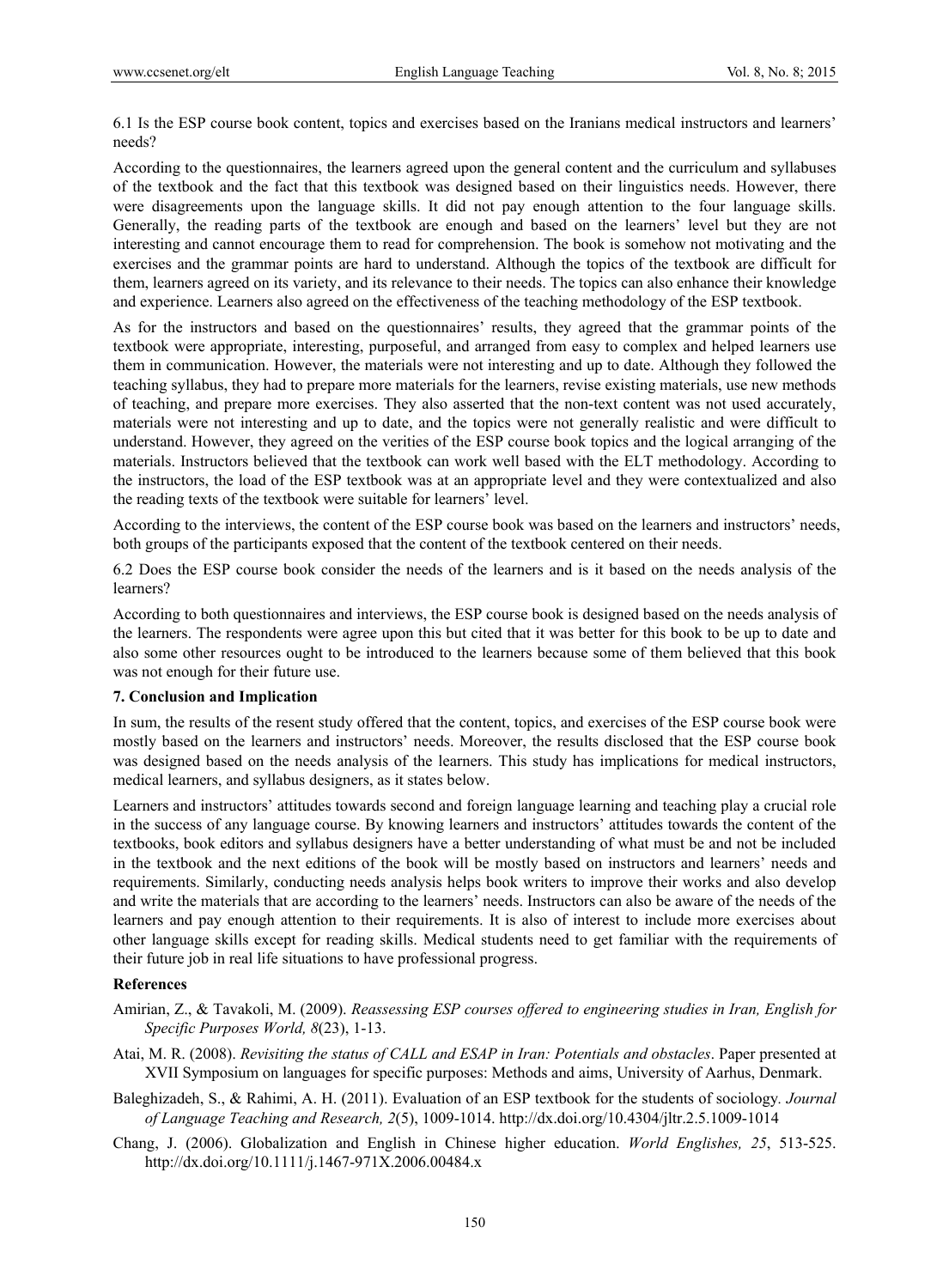6.1 Is the ESP course book content, topics and exercises based on the Iranians medical instructors and learners' needs?

According to the questionnaires, the learners agreed upon the general content and the curriculum and syllabuses of the textbook and the fact that this textbook was designed based on their linguistics needs. However, there were disagreements upon the language skills. It did not pay enough attention to the four language skills. Generally, the reading parts of the textbook are enough and based on the learners' level but they are not interesting and cannot encourage them to read for comprehension. The book is somehow not motivating and the exercises and the grammar points are hard to understand. Although the topics of the textbook are difficult for them, learners agreed on its variety, and its relevance to their needs. The topics can also enhance their knowledge and experience. Learners also agreed on the effectiveness of the teaching methodology of the ESP textbook.

As for the instructors and based on the questionnaires' results, they agreed that the grammar points of the textbook were appropriate, interesting, purposeful, and arranged from easy to complex and helped learners use them in communication. However, the materials were not interesting and up to date. Although they followed the teaching syllabus, they had to prepare more materials for the learners, revise existing materials, use new methods of teaching, and prepare more exercises. They also asserted that the non-text content was not used accurately, materials were not interesting and up to date, and the topics were not generally realistic and were difficult to understand. However, they agreed on the verities of the ESP course book topics and the logical arranging of the materials. Instructors believed that the textbook can work well based with the ELT methodology. According to the instructors, the load of the ESP textbook was at an appropriate level and they were contextualized and also the reading texts of the textbook were suitable for learners' level.

According to the interviews, the content of the ESP course book was based on the learners and instructors' needs, both groups of the participants exposed that the content of the textbook centered on their needs.

6.2 Does the ESP course book consider the needs of the learners and is it based on the needs analysis of the learners?

According to both questionnaires and interviews, the ESP course book is designed based on the needs analysis of the learners. The respondents were agree upon this but cited that it was better for this book to be up to date and also some other resources ought to be introduced to the learners because some of them believed that this book was not enough for their future use.

## 7. Conclusion and Implication

In sum, the results of the resent study offered that the content, topics, and exercises of the ESP course book were mostly based on the learners and instructors' needs. Moreover, the results disclosed that the ESP course book was designed based on the needs analysis of the learners. This study has implications for medical instructors, medical learners, and syllabus designers, as it states below.

Learners and instructors' attitudes towards second and foreign language learning and teaching play a crucial role in the success of any language course. By knowing learners and instructors' attitudes towards the content of the textbooks, book editors and syllabus designers have a better understanding of what must be and not be included in the textbook and the next editions of the book will be mostly based on instructors and learners' needs and requirements. Similarly, conducting needs analysis helps book writers to improve their works and also develop and write the materials that are according to the learners' needs. Instructors can also be aware of the needs of the learners and pay enough attention to their requirements. It is also of interest to include more exercises about other language skills except for reading skills. Medical students need to get familiar with the requirements of their future job in real life situations to have professional progress.

## References

Amirian, Z., & Tavakoli, M. (2009). *Reassessing ESP courses offered to engineering studies in Iran, English for Specific Purposes World, 8*(23), 1-13.

Atai, M. R. (2008). *Revisiting the status of CALL and ESAP in Iran: Potentials and obstacles*. Paper presented at XVII Symposium on languages for specific purposes: Methods and aims, University of Aarhus, Denmark.

Baleghizadeh, S., & Rahimi, A. H. (2011). Evaluation of an ESP textbook for the students of sociology. *Journal of Language Teaching and Research, 2*(5), 1009-1014. http://dx.doi.org/10.4304/jltr.2.5.1009-1014

Chang, J. (2006). Globalization and English in Chinese higher education. *World Englishes, 25*, 513-525. http://dx.doi.org/10.1111/j.1467-971X.2006.00484.x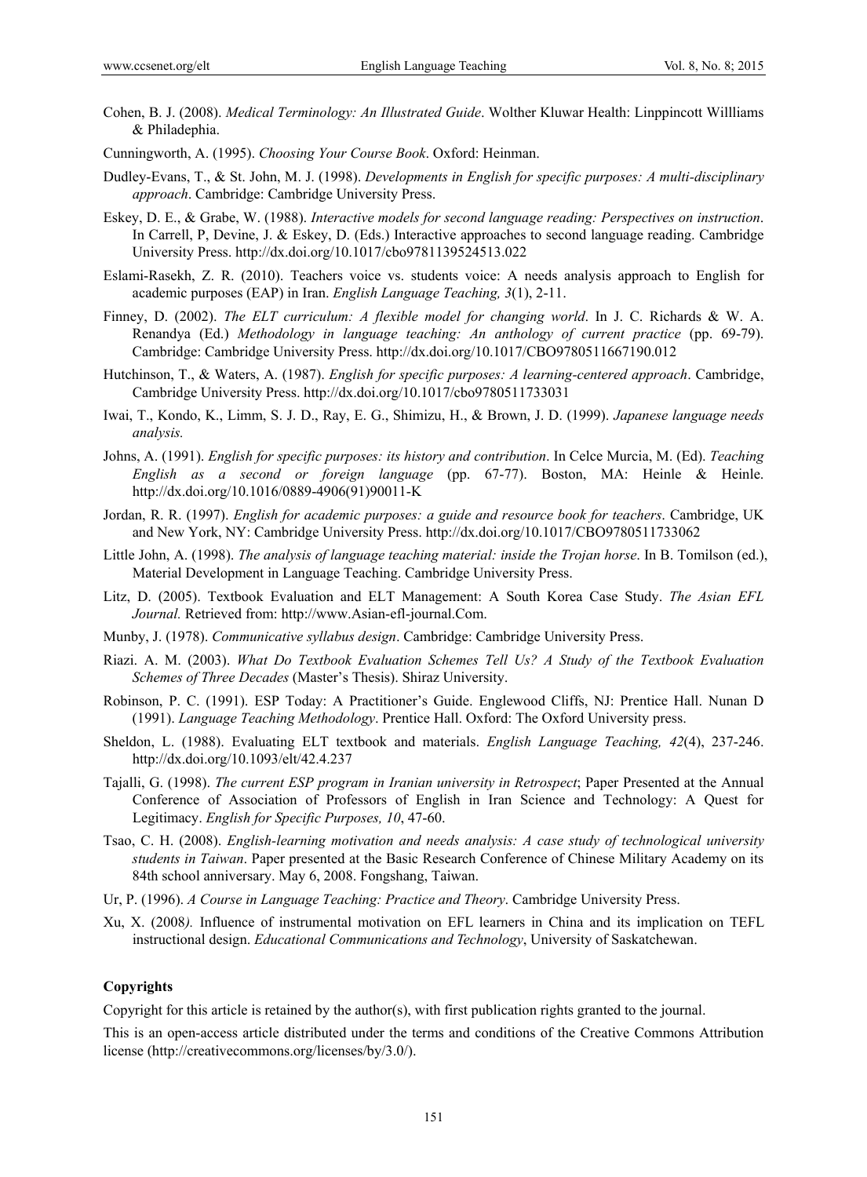Cohen, B. J. (2008). *Medical Terminology: An Illustrated Guide*. Wolther Kluwar Health: Linppincott Willliams & Philadephia.

Cunningworth, A. (1995). *Choosing Your Course Book*. Oxford: Heinman.

Dudley-Evans, T., & St. John, M. J. (1998). *Developments in English for specific purposes: A multi-disciplinary approach*. Cambridge: Cambridge University Press.

Eskey, D. E., & Grabe, W. (1988). *Interactive models for second language reading: Perspectives on instruction*. In Carrell, P, Devine, J. & Eskey, D. (Eds.) Interactive approaches to second language reading. Cambridge University Press. http://dx.doi.org/10.1017/cbo9781139524513.022

Eslami-Rasekh, Z. R. (2010). Teachers voice vs. students voice: A needs analysis approach to English for academic purposes (EAP) in Iran. *English Language Teaching, 3*(1), 2-11.

Finney, D. (2002). *The ELT curriculum: A flexible model for changing world*. In J. C. Richards & W. A. Renandya (Ed.) *Methodology in language teaching: An anthology of current practice* (pp. 69-79). Cambridge: Cambridge University Press. http://dx.doi.org/10.1017/CBO9780511667190.012

Hutchinson, T., & Waters, A. (1987). *English for specific purposes: A learning-centered approach*. Cambridge, Cambridge University Press. http://dx.doi.org/10.1017/cbo9780511733031

Iwai, T., Kondo, K., Limm, S. J. D., Ray, E. G., Shimizu, H., & Brown, J. D. (1999). *Japanese language needs analysis.*

Johns, A. (1991). *English for specific purposes: its history and contribution*. In Celce Murcia, M. (Ed). *Teaching English as a second or foreign language* (pp. 67-77). Boston, MA: Heinle & Heinle. http://dx.doi.org/10.1016/0889-4906(91)90011-K

Jordan, R. R. (1997). *English for academic purposes: a guide and resource book for teachers*. Cambridge, UK and New York, NY: Cambridge University Press. http://dx.doi.org/10.1017/CBO9780511733062

Little John, A. (1998). *The analysis of language teaching material: inside the Trojan horse*. In B. Tomilson (ed.), Material Development in Language Teaching. Cambridge University Press.

Litz, D. (2005). Textbook Evaluation and ELT Management: A South Korea Case Study. *The Asian EFL Journal.* Retrieved from: http://www.Asian-efl-journal.Com.

Munby, J. (1978). *Communicative syllabus design*. Cambridge: Cambridge University Press.

Riazi. A. M. (2003). *What Do Textbook Evaluation Schemes Tell Us? A Study of the Textbook Evaluation Schemes of Three Decades* (Master's Thesis). Shiraz University.

Robinson, P. C. (1991). ESP Today: A Practitioner's Guide. Englewood Cliffs, NJ: Prentice Hall. Nunan D (1991). *Language Teaching Methodology*. Prentice Hall. Oxford: The Oxford University press.

Sheldon, L. (1988). Evaluating ELT textbook and materials. *English Language Teaching, 42*(4), 237-246. http://dx.doi.org/10.1093/elt/42.4.237

Tajalli, G. (1998). *The current ESP program in Iranian university in Retrospect*; Paper Presented at the Annual Conference of Association of Professors of English in Iran Science and Technology: A Quest for Legitimacy. *English for Specific Purposes, 10*, 47-60.

Tsao, C. H. (2008). *English-learning motivation and needs analysis: A case study of technological university students in Taiwan*. Paper presented at the Basic Research Conference of Chinese Military Academy on its 84th school anniversary. May 6, 2008. Fongshang, Taiwan.

Ur, P. (1996). *A Course in Language Teaching: Practice and Theory*. Cambridge University Press.

Xu, X. (2008*).* Influence of instrumental motivation on EFL learners in China and its implication on TEFL instructional design. *Educational Communications and Technology*, University of Saskatchewan.

**Copyrights**

Copyright for this article is retained by the author(s), with first publication rights granted to the journal.

This is an open-access article distributed under the terms and conditions of the Creative Commons Attribution license (http://creativecommons.org/licenses/by/3.0/).